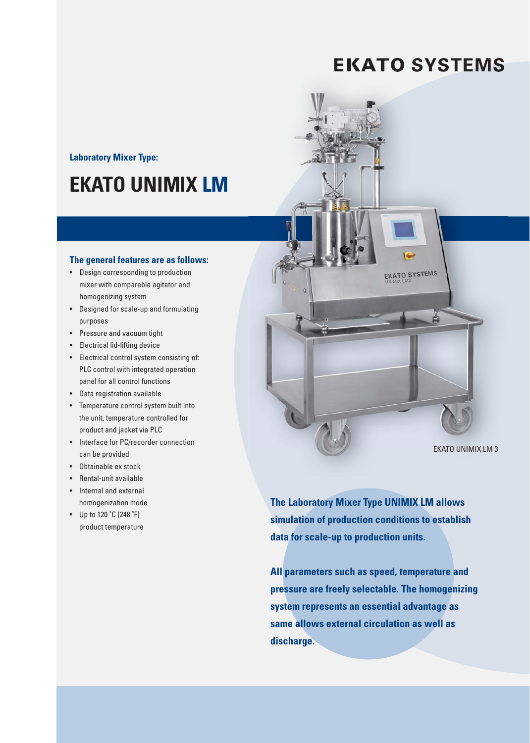EKATO SYSTEMS

**Laboratory Mixer Type:**

# EKATO UNIMIX LM

**The general features are as follows:**

- Design corresponding to production mixer with comparable agitator and homogenizing system
- Designed for scale-up and formulating purposes
- Pressure and vacuum tight
- Electrical lid-lifting device
- Electrical control system consisting of: PLC control with integrated operation panel for all control functions
- Data registration available
- Temperature control system built into the unit, temperature controlled for product and jacket via PLC
- Interface for PC/recorder connection can be provided
- Obtainable ex stock
- Rental-unit available
- Internal and external homogenization mode
- Up to 120 °C (248 °F) product temperature

EKATO UNIMIX LM 3

**The Laboratory Mixer Type UNIMIX LM allows simulation of production conditions to establish data for scale-up to production units.**

**All parameters such as speed, temperature and pressure are freely selectable. The homogenizing system represents an essential advantage as same allows external circulation as well as discharge.**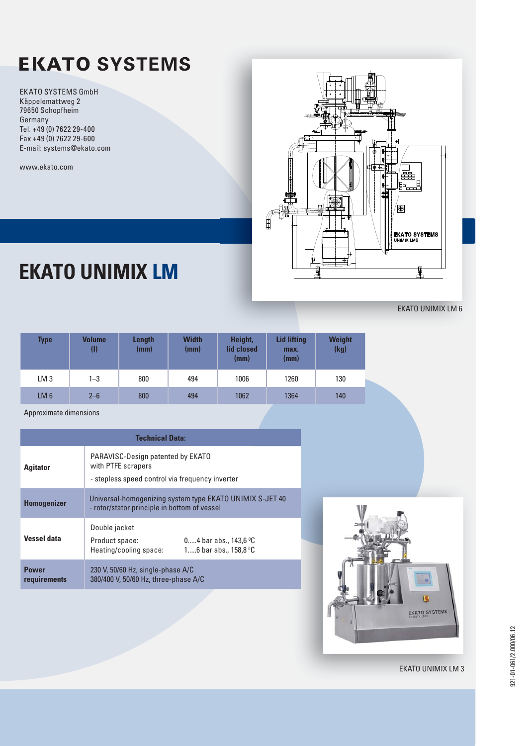# EKATO SYSTEMS

EKATO SYSTEMS GmbH
Käppelemattweg 2
79650 Schopfheim
Germany
Tel. +49 (0) 7622 29-400
Fax +49 (0) 7622 29-600
E-mail: systems@ekato.com

www.ekato.com

# EKATO UNIMIX LM

EKATO UNIMIX LM 6

| Type | Volume (l) | Length (mm) | Width (mm) | Height, lid closed (mm) | Lid lifting max. (mm) | Weight (kg) |
|---|---|---|---|---|---|---|
| LM 3 | 1–3 | 800 | 494 | 1006 | 1260 | 130 |
| LM 6 | 2–6 | 800 | 494 | 1062 | 1364 | 140 |

Approximate dimensions

| Technical Data: | | |
|---|---|---|
| **Agitator** | PARAVISC-Design patented by EKATO with PTFE scrapers<br>- stepless speed control via frequency inverter | |
| **Homogenizer** | Universal-homogenizing system type EKATO UNIMIX S-JET 40<br>- rotor/stator principle in bottom of vessel | |
| **Vessel data** | Double jacket<br>Product space:<br>Heating/cooling space: | <br>0.....4 bar abs., 143,6 °C<br>1.....6 bar abs., 158,8 °C |
| **Power requirements** | 230 V, 50/60 Hz, single-phase A/C<br>380/400 V, 50/60 Hz, three-phase A/C | |

EKATO UNIMIX LM 3

921-01-061/2.000/06.12